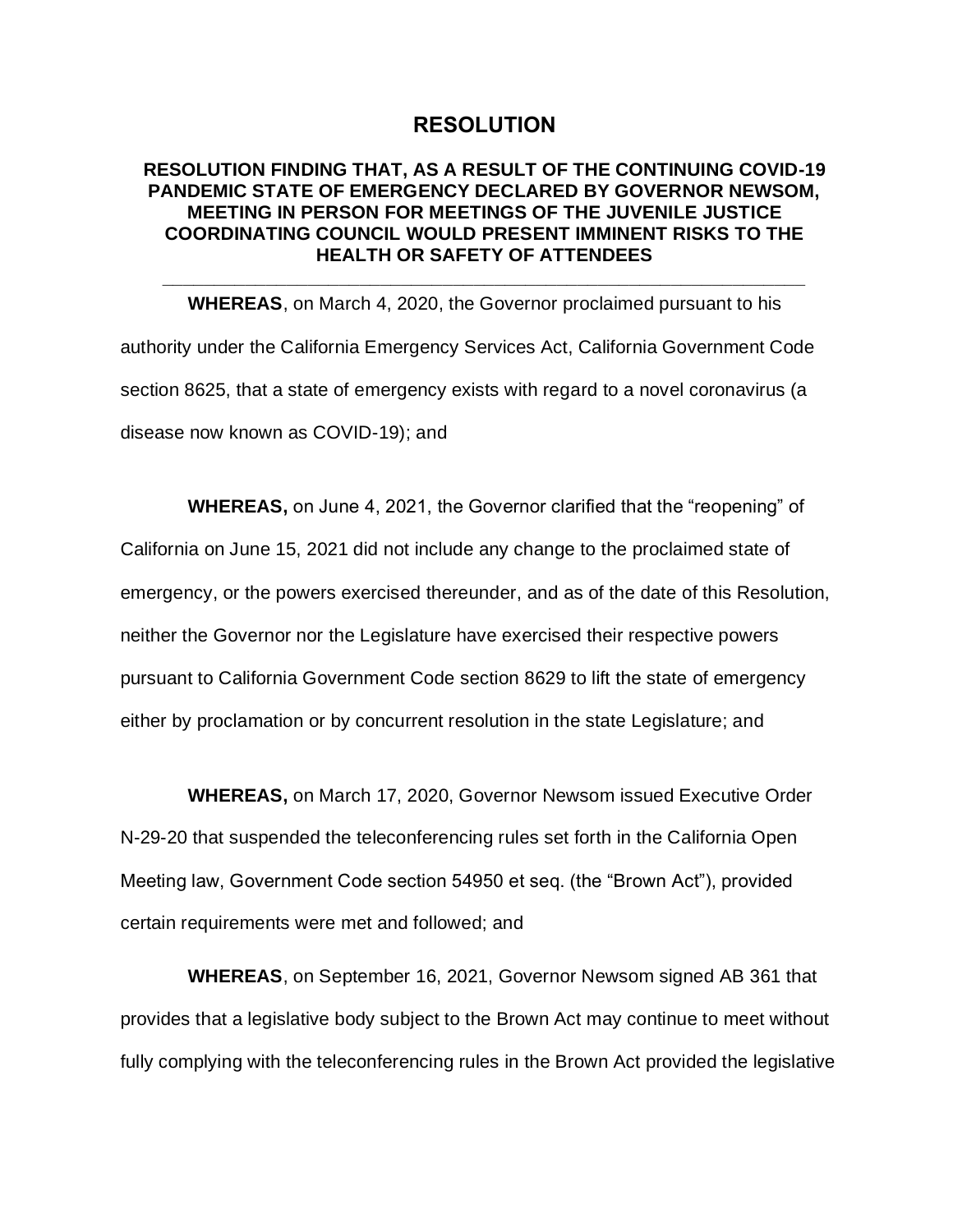# RESOLUTION

## RESOLUTION FINDING THAT, AS A RESULT OF THE CONTINUING COVID-19 PANDEMIC STATE OF EMERGENCY DECLARED BY GOVERNOR NEWSOM, MEETING IN PERSON FOR MEETINGS OF THE JUVENILE JUSTICE COORDINATING COUNCIL WOULD PRESENT IMMINENT RISKS TO THE HEALTH OR SAFETY OF ATTENDEES

---

**WHEREAS**, on March 4, 2020, the Governor proclaimed pursuant to his authority under the California Emergency Services Act, California Government Code section 8625, that a state of emergency exists with regard to a novel coronavirus (a disease now known as COVID-19); and

**WHEREAS,** on June 4, 2021, the Governor clarified that the "reopening" of California on June 15, 2021 did not include any change to the proclaimed state of emergency, or the powers exercised thereunder, and as of the date of this Resolution, neither the Governor nor the Legislature have exercised their respective powers pursuant to California Government Code section 8629 to lift the state of emergency either by proclamation or by concurrent resolution in the state Legislature; and

**WHEREAS,** on March 17, 2020, Governor Newsom issued Executive Order N-29-20 that suspended the teleconferencing rules set forth in the California Open Meeting law, Government Code section 54950 et seq. (the "Brown Act"), provided certain requirements were met and followed; and

**WHEREAS**, on September 16, 2021, Governor Newsom signed AB 361 that provides that a legislative body subject to the Brown Act may continue to meet without fully complying with the teleconferencing rules in the Brown Act provided the legislative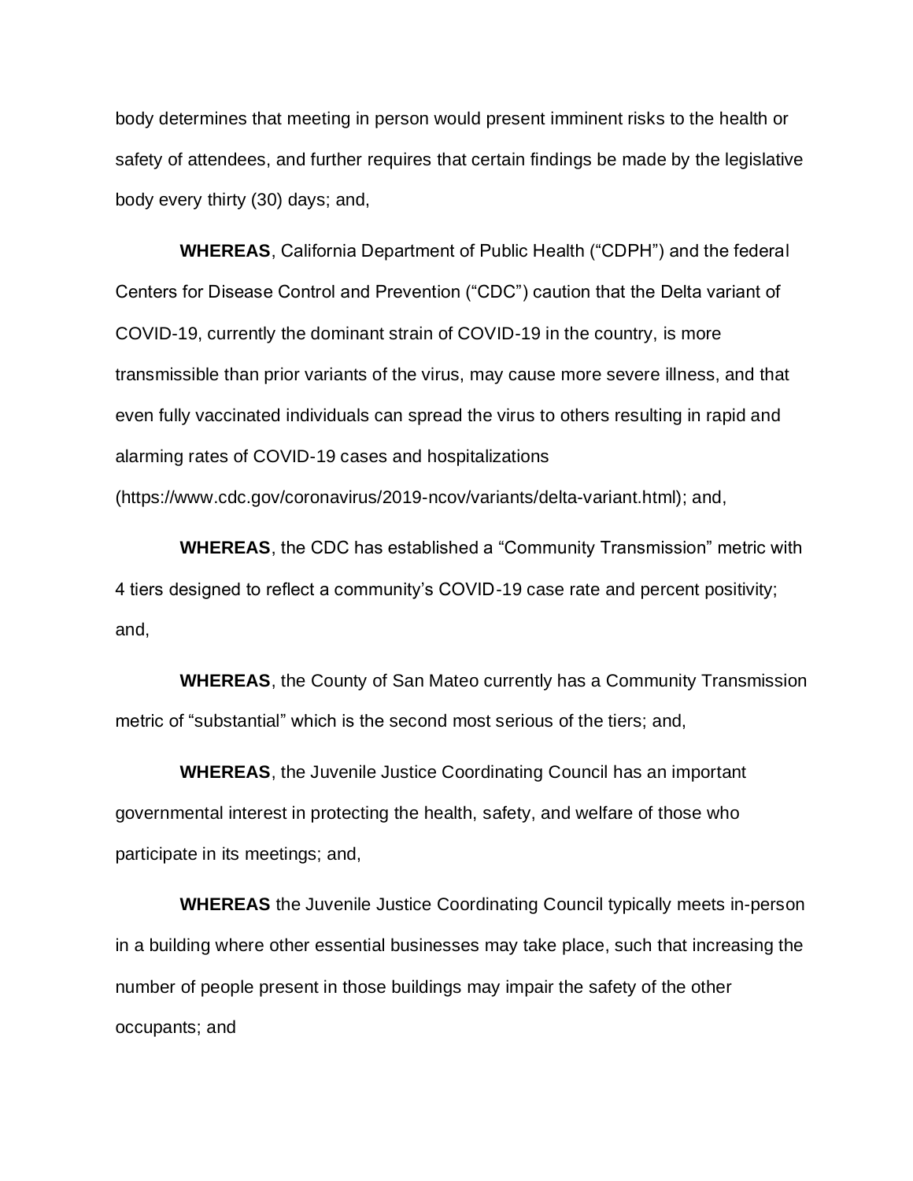body determines that meeting in person would present imminent risks to the health or safety of attendees, and further requires that certain findings be made by the legislative body every thirty (30) days; and,

**WHEREAS**, California Department of Public Health ("CDPH") and the federal Centers for Disease Control and Prevention ("CDC") caution that the Delta variant of COVID-19, currently the dominant strain of COVID-19 in the country, is more transmissible than prior variants of the virus, may cause more severe illness, and that even fully vaccinated individuals can spread the virus to others resulting in rapid and alarming rates of COVID-19 cases and hospitalizations (https://www.cdc.gov/coronavirus/2019-ncov/variants/delta-variant.html); and,

**WHEREAS**, the CDC has established a "Community Transmission" metric with 4 tiers designed to reflect a community's COVID-19 case rate and percent positivity; and,

**WHEREAS**, the County of San Mateo currently has a Community Transmission metric of "substantial" which is the second most serious of the tiers; and,

**WHEREAS**, the Juvenile Justice Coordinating Council has an important governmental interest in protecting the health, safety, and welfare of those who participate in its meetings; and,

**WHEREAS** the Juvenile Justice Coordinating Council typically meets in-person in a building where other essential businesses may take place, such that increasing the number of people present in those buildings may impair the safety of the other occupants; and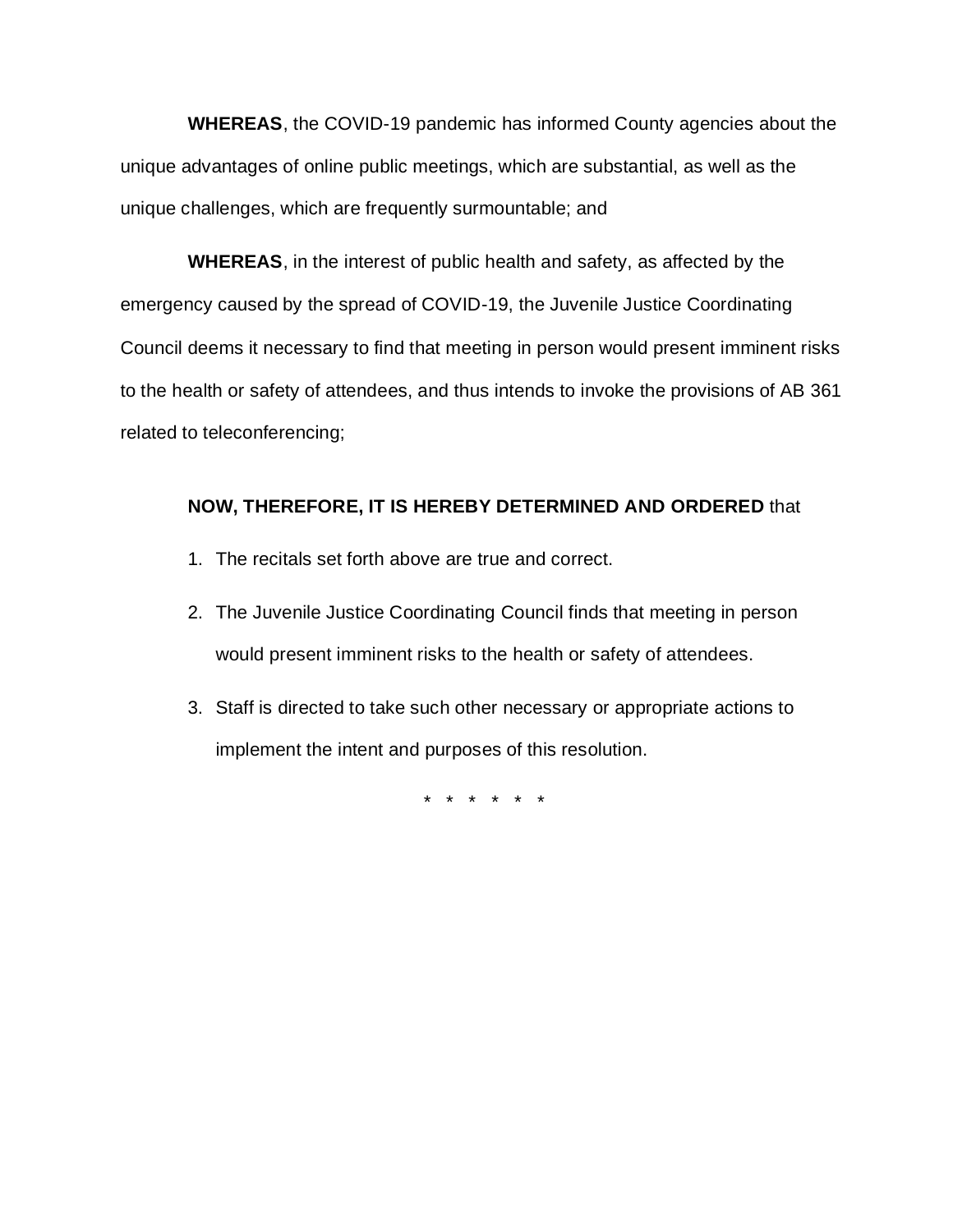**WHEREAS**, the COVID-19 pandemic has informed County agencies about the unique advantages of online public meetings, which are substantial, as well as the unique challenges, which are frequently surmountable; and

**WHEREAS**, in the interest of public health and safety, as affected by the emergency caused by the spread of COVID-19, the Juvenile Justice Coordinating Council deems it necessary to find that meeting in person would present imminent risks to the health or safety of attendees, and thus intends to invoke the provisions of AB 361 related to teleconferencing;

**NOW, THEREFORE, IT IS HEREBY DETERMINED AND ORDERED** that

1. The recitals set forth above are true and correct.
2. The Juvenile Justice Coordinating Council finds that meeting in person would present imminent risks to the health or safety of attendees.
3. Staff is directed to take such other necessary or appropriate actions to implement the intent and purposes of this resolution.

\* \* \* \* \* \*